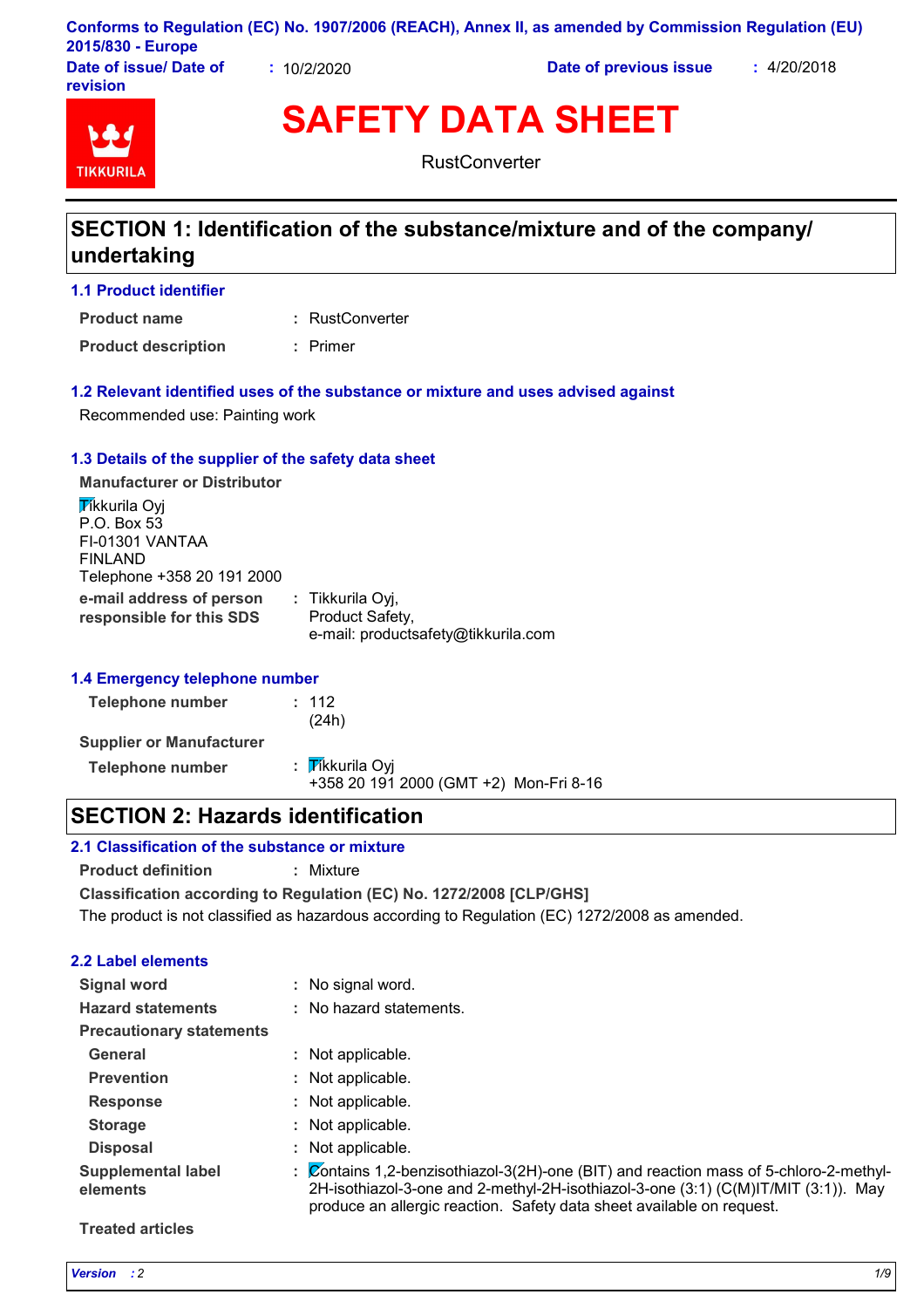Conforms to Regulation (EC) No. 1907/2006 (REACH), Annex II, as amended by Commission Regulation (EU) 2015/830 - Europe

**Date of issue/ Date of revision** : 10/2/2020 **Date of previous issue** : 4/20/2018

# SAFETY DATA SHEET

RustConverter

## SECTION 1: Identification of the substance/mixture and of the company/ undertaking

### 1.1 Product identifier

**Product name** : RustConverter

**Product description** : Primer

### 1.2 Relevant identified uses of the substance or mixture and uses advised against

Recommended use: Painting work

### 1.3 Details of the supplier of the safety data sheet

**Manufacturer or Distributor**

Tikkurila Oyj
P.O. Box 53
FI-01301 VANTAA
FINLAND
Telephone +358 20 191 2000

**e-mail address of person responsible for this SDS** : Tikkurila Oyj, Product Safety, e-mail: productsafety@tikkurila.com

### 1.4 Emergency telephone number

**Telephone number** : 112 (24h)

**Supplier or Manufacturer**

**Telephone number** : Tikkurila Oyj
+358 20 191 2000 (GMT +2) Mon-Fri 8-16

## SECTION 2: Hazards identification

### 2.1 Classification of the substance or mixture

**Product definition** : Mixture

**Classification according to Regulation (EC) No. 1272/2008 [CLP/GHS]**

The product is not classified as hazardous according to Regulation (EC) 1272/2008 as amended.

### 2.2 Label elements

**Signal word** : No signal word.

**Hazard statements** : No hazard statements.

**Precautionary statements**

**General** : Not applicable.

**Prevention** : Not applicable.

**Response** : Not applicable.

**Storage** : Not applicable.

**Disposal** : Not applicable.

**Supplemental label elements** : Contains 1,2-benzisothiazol-3(2H)-one (BIT) and reaction mass of 5-chloro-2-methyl-2H-isothiazol-3-one and 2-methyl-2H-isothiazol-3-one (3:1) (C(M)IT/MIT (3:1)). May produce an allergic reaction. Safety data sheet available on request.

**Treated articles**

*Version* : 2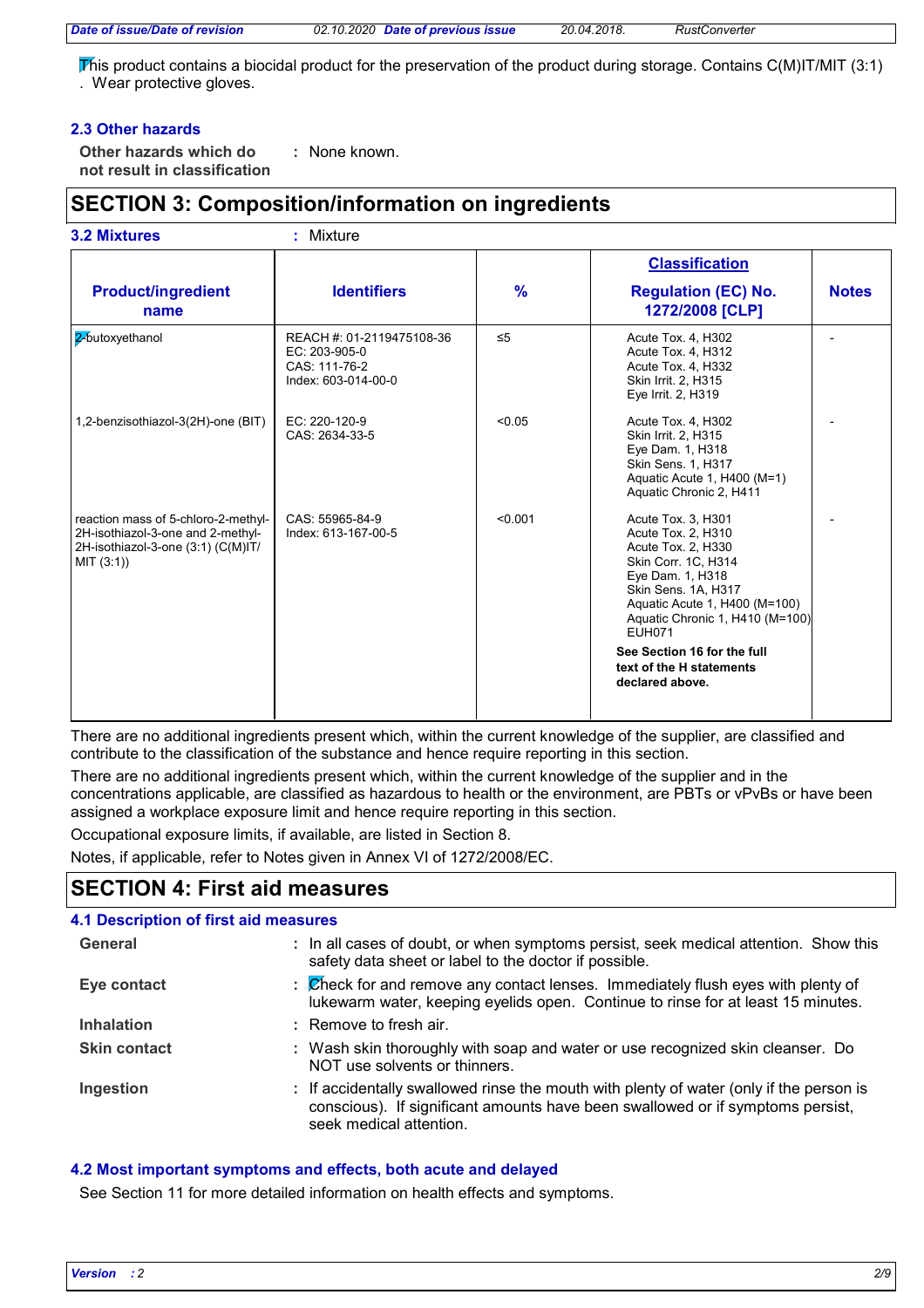This product contains a biocidal product for the preservation of the product during storage. Contains C(M)IT/MIT (3:1) . Wear protective gloves.

### 2.3 Other hazards

**Other hazards which do not result in classification** : None known.

## SECTION 3: Composition/information on ingredients

**3.2 Mixtures** : Mixture

| Product/ingredient name | Identifiers | % | Classification Regulation (EC) No. 1272/2008 [CLP] | Notes |
|---|---|---|---|---|
| 2-butoxyethanol | REACH #: 01-2119475108-36<br>EC: 203-905-0<br>CAS: 111-76-2<br>Index: 603-014-00-0 | ≤5 | Acute Tox. 4, H302<br>Acute Tox. 4, H312<br>Acute Tox. 4, H332<br>Skin Irrit. 2, H315<br>Eye Irrit. 2, H319 | - |
| 1,2-benzisothiazol-3(2H)-one (BIT) | EC: 220-120-9<br>CAS: 2634-33-5 | <0.05 | Acute Tox. 4, H302<br>Skin Irrit. 2, H315<br>Eye Dam. 1, H318<br>Skin Sens. 1, H317<br>Aquatic Acute 1, H400 (M=1)<br>Aquatic Chronic 2, H411 | - |
| reaction mass of 5-chloro-2-methyl-2H-isothiazol-3-one and 2-methyl-2H-isothiazol-3-one (3:1) (C(M)IT/MIT (3:1)) | CAS: 55965-84-9<br>Index: 613-167-00-5 | <0.001 | Acute Tox. 3, H301<br>Acute Tox. 2, H310<br>Acute Tox. 2, H330<br>Skin Corr. 1C, H314<br>Eye Dam. 1, H318<br>Skin Sens. 1A, H317<br>Aquatic Acute 1, H400 (M=100)<br>Aquatic Chronic 1, H410 (M=100)<br>EUH071<br>**See Section 16 for the full text of the H statements declared above.** | - |

There are no additional ingredients present which, within the current knowledge of the supplier, are classified and contribute to the classification of the substance and hence require reporting in this section.

There are no additional ingredients present which, within the current knowledge of the supplier and in the concentrations applicable, are classified as hazardous to health or the environment, are PBTs or vPvBs or have been assigned a workplace exposure limit and hence require reporting in this section.

Occupational exposure limits, if available, are listed in Section 8.

Notes, if applicable, refer to Notes given in Annex VI of 1272/2008/EC.

## SECTION 4: First aid measures

### 4.1 Description of first aid measures

**General** : In all cases of doubt, or when symptoms persist, seek medical attention. Show this safety data sheet or label to the doctor if possible.

**Eye contact** : Check for and remove any contact lenses. Immediately flush eyes with plenty of lukewarm water, keeping eyelids open. Continue to rinse for at least 15 minutes.

**Inhalation** : Remove to fresh air.

**Skin contact** : Wash skin thoroughly with soap and water or use recognized skin cleanser. Do NOT use solvents or thinners.

**Ingestion** : If accidentally swallowed rinse the mouth with plenty of water (only if the person is conscious). If significant amounts have been swallowed or if symptoms persist, seek medical attention.

### 4.2 Most important symptoms and effects, both acute and delayed

See Section 11 for more detailed information on health effects and symptoms.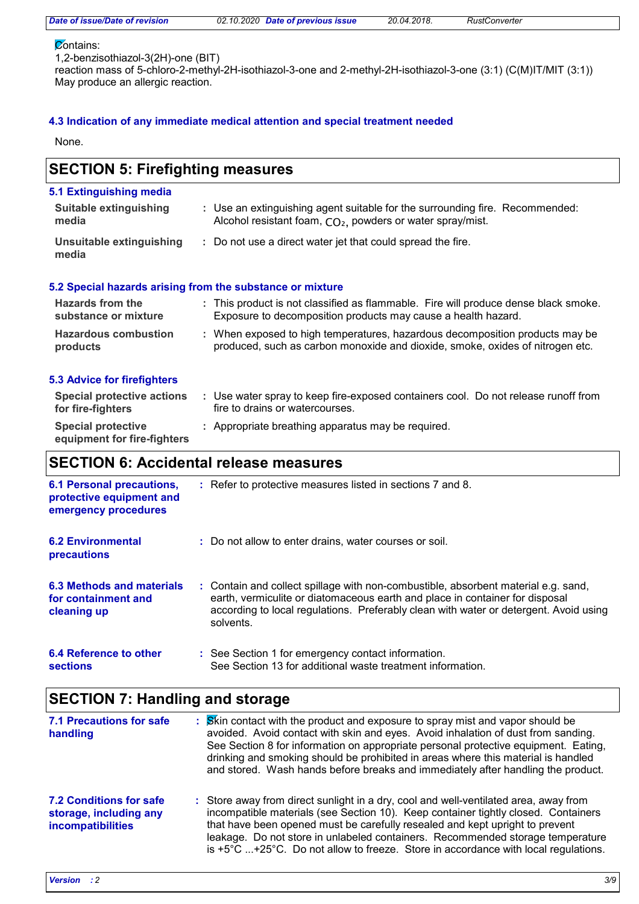Contains:
1,2-benzisothiazol-3(2H)-one (BIT)
reaction mass of 5-chloro-2-methyl-2H-isothiazol-3-one and 2-methyl-2H-isothiazol-3-one (3:1) (C(M)IT/MIT (3:1))
May produce an allergic reaction.

### 4.3 Indication of any immediate medical attention and special treatment needed

None.

## SECTION 5: Firefighting measures

### 5.1 Extinguishing media

**Suitable extinguishing media** : Use an extinguishing agent suitable for the surrounding fire. Recommended: Alcohol resistant foam, $CO_2$, powders or water spray/mist.

**Unsuitable extinguishing media** : Do not use a direct water jet that could spread the fire.

### 5.2 Special hazards arising from the substance or mixture

**Hazards from the substance or mixture** : This product is not classified as flammable. Fire will produce dense black smoke. Exposure to decomposition products may cause a health hazard.

**Hazardous combustion products** : When exposed to high temperatures, hazardous decomposition products may be produced, such as carbon monoxide and dioxide, smoke, oxides of nitrogen etc.

### 5.3 Advice for firefighters

**Special protective actions for fire-fighters** : Use water spray to keep fire-exposed containers cool. Do not release runoff from fire to drains or watercourses.

**Special protective equipment for fire-fighters** : Appropriate breathing apparatus may be required.

## SECTION 6: Accidental release measures

**6.1 Personal precautions, protective equipment and emergency procedures** : Refer to protective measures listed in sections 7 and 8.

**6.2 Environmental precautions** : Do not allow to enter drains, water courses or soil.

**6.3 Methods and materials for containment and cleaning up** : Contain and collect spillage with non-combustible, absorbent material e.g. sand, earth, vermiculite or diatomaceous earth and place in container for disposal according to local regulations. Preferably clean with water or detergent. Avoid using solvents.

**6.4 Reference to other sections** : See Section 1 for emergency contact information.
See Section 13 for additional waste treatment information.

## SECTION 7: Handling and storage

**7.1 Precautions for safe handling** : Skin contact with the product and exposure to spray mist and vapor should be avoided. Avoid contact with skin and eyes. Avoid inhalation of dust from sanding. See Section 8 for information on appropriate personal protective equipment. Eating, drinking and smoking should be prohibited in areas where this material is handled and stored. Wash hands before breaks and immediately after handling the product.

**7.2 Conditions for safe storage, including any incompatibilities** : Store away from direct sunlight in a dry, cool and well-ventilated area, away from incompatible materials (see Section 10). Keep container tightly closed. Containers that have been opened must be carefully resealed and kept upright to prevent leakage. Do not store in unlabeled containers. Recommended storage temperature is +5°C ...+25°C. Do not allow to freeze. Store in accordance with local regulations.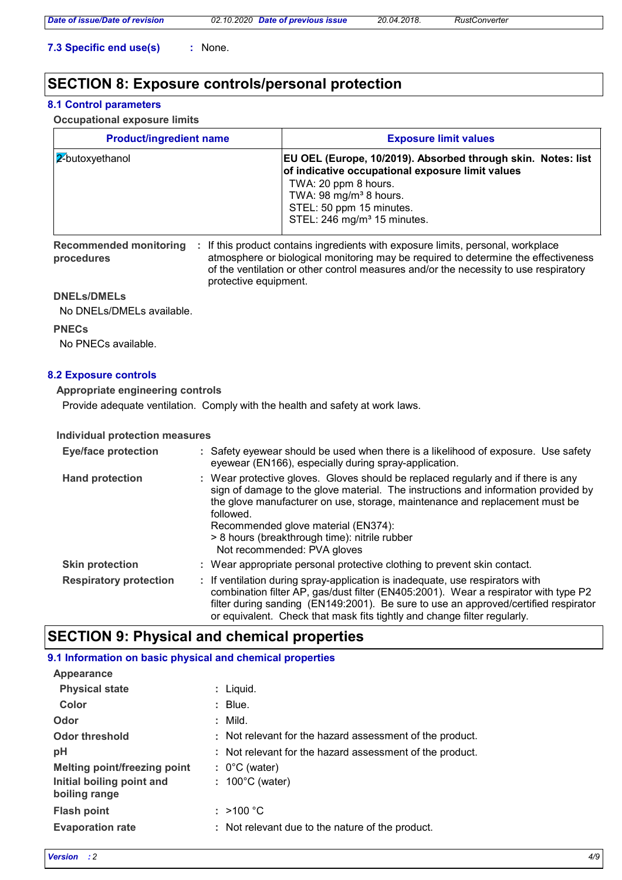**7.3 Specific end use(s)** : None.

## SECTION 8: Exposure controls/personal protection

### 8.1 Control parameters

**Occupational exposure limits**

| Product/ingredient name | Exposure limit values |
|---|---|
| 2-butoxyethanol | **EU OEL (Europe, 10/2019). Absorbed through skin. Notes: list of indicative occupational exposure limit values**<br>TWA: 20 ppm 8 hours.<br>TWA: 98 mg/m³ 8 hours.<br>STEL: 50 ppm 15 minutes.<br>STEL: 246 mg/m³ 15 minutes. |

**Recommended monitoring procedures** : If this product contains ingredients with exposure limits, personal, workplace atmosphere or biological monitoring may be required to determine the effectiveness of the ventilation or other control measures and/or the necessity to use respiratory protective equipment.

**DNELs/DMELs**

No DNELs/DMELs available.

**PNECs**

No PNECs available.

### 8.2 Exposure controls

**Appropriate engineering controls**

Provide adequate ventilation. Comply with the health and safety at work laws.

**Individual protection measures**

**Eye/face protection** : Safety eyewear should be used when there is a likelihood of exposure. Use safety eyewear (EN166), especially during spray-application.

**Hand protection** : Wear protective gloves. Gloves should be replaced regularly and if there is any sign of damage to the glove material. The instructions and information provided by the glove manufacturer on use, storage, maintenance and replacement must be followed.
Recommended glove material (EN374):
> 8 hours (breakthrough time): nitrile rubber
Not recommended: PVA gloves

**Skin protection** : Wear appropriate personal protective clothing to prevent skin contact.

**Respiratory protection** : If ventilation during spray-application is inadequate, use respirators with combination filter AP, gas/dust filter (EN405:2001). Wear a respirator with type P2 filter during sanding (EN149:2001). Be sure to use an approved/certified respirator or equivalent. Check that mask fits tightly and change filter regularly.

## SECTION 9: Physical and chemical properties

### 9.1 Information on basic physical and chemical properties

**Appearance**

**Physical state** : Liquid.

**Color** : Blue.

**Odor** : Mild.

**Odor threshold** : Not relevant for the hazard assessment of the product.

**pH** : Not relevant for the hazard assessment of the product.

**Melting point/freezing point** : 0°C (water)

**Initial boiling point and boiling range** : 100°C (water)

**Flash point** : >100 °C

**Evaporation rate** : Not relevant due to the nature of the product.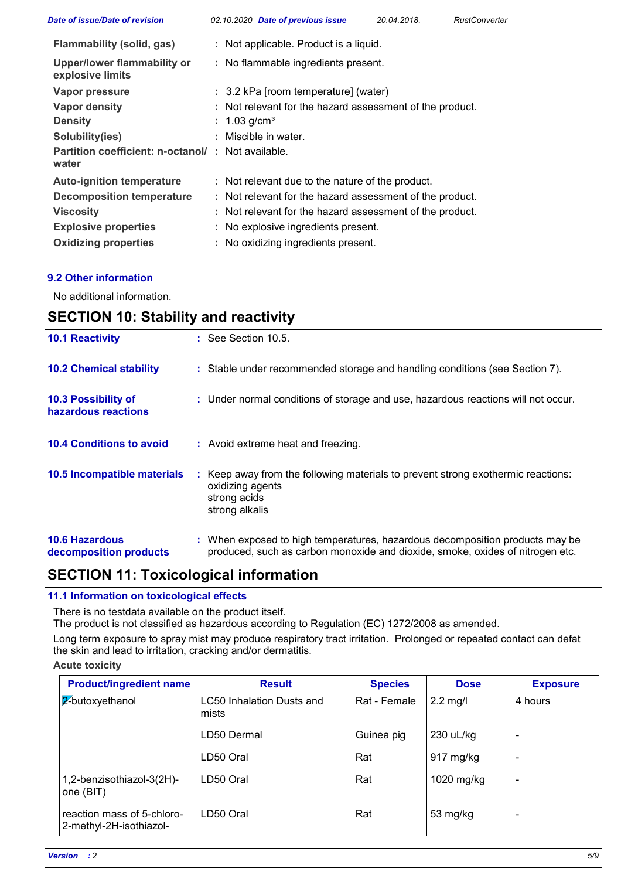| | | |
|---|---|---|
| **Flammability (solid, gas)** | : | Not applicable. Product is a liquid. |
| **Upper/lower flammability or explosive limits** | : | No flammable ingredients present. |
| **Vapor pressure** | : | 3.2 kPa [room temperature] (water) |
| **Vapor density** | : | Not relevant for the hazard assessment of the product. |
| **Density** | : | 1.03 g/cm³ |
| **Solubility(ies)** | : | Miscible in water. |
| **Partition coefficient: n-octanol/ water** | : | Not available. |
| **Auto-ignition temperature** | : | Not relevant due to the nature of the product. |
| **Decomposition temperature** | : | Not relevant for the hazard assessment of the product. |
| **Viscosity** | : | Not relevant for the hazard assessment of the product. |
| **Explosive properties** | : | No explosive ingredients present. |
| **Oxidizing properties** | : | No oxidizing ingredients present. |

### 9.2 Other information

No additional information.

## SECTION 10: Stability and reactivity

**10.1 Reactivity** : See Section 10.5.

**10.2 Chemical stability** : Stable under recommended storage and handling conditions (see Section 7).

**10.3 Possibility of hazardous reactions** : Under normal conditions of storage and use, hazardous reactions will not occur.

**10.4 Conditions to avoid** : Avoid extreme heat and freezing.

**10.5 Incompatible materials** : Keep away from the following materials to prevent strong exothermic reactions:
oxidizing agents
strong acids
strong alkalis

**10.6 Hazardous decomposition products** : When exposed to high temperatures, hazardous decomposition products may be produced, such as carbon monoxide and dioxide, smoke, oxides of nitrogen etc.

## SECTION 11: Toxicological information

### 11.1 Information on toxicological effects

There is no testdata available on the product itself.
The product is not classified as hazardous according to Regulation (EC) 1272/2008 as amended.

Long term exposure to spray mist may produce respiratory tract irritation. Prolonged or repeated contact can defat the skin and lead to irritation, cracking and/or dermatitis.

**Acute toxicity**

| Product/ingredient name | Result | Species | Dose | Exposure |
|---|---|---|---|---|
| 2-butoxyethanol | LC50 Inhalation Dusts and mists | Rat - Female | 2.2 mg/l | 4 hours |
| | LD50 Dermal | Guinea pig | 230 uL/kg | - |
| | LD50 Oral | Rat | 917 mg/kg | - |
| 1,2-benzisothiazol-3(2H)-one (BIT) | LD50 Oral | Rat | 1020 mg/kg | - |
| reaction mass of 5-chloro-2-methyl-2H-isothiazol- | LD50 Oral | Rat | 53 mg/kg | - |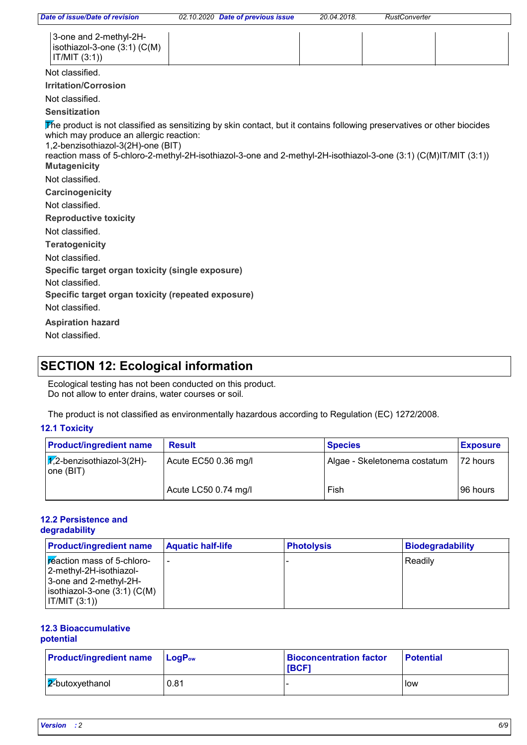| | | | | |
|---|---|---|---|---|
| 3-one and 2-methyl-2H-isothiazol-3-one (3:1) (C(M)IT/MIT (3:1)) | | | | |

Not classified.

**Irritation/Corrosion**

Not classified.

**Sensitization**

The product is not classified as sensitizing by skin contact, but it contains following preservatives or other biocides which may produce an allergic reaction:
1,2-benzisothiazol-3(2H)-one (BIT)
reaction mass of 5-chloro-2-methyl-2H-isothiazol-3-one and 2-methyl-2H-isothiazol-3-one (3:1) (C(M)IT/MIT (3:1))

**Mutagenicity**

Not classified.

**Carcinogenicity**

Not classified.

**Reproductive toxicity**

Not classified.

**Teratogenicity**

Not classified.

**Specific target organ toxicity (single exposure)**

Not classified.

**Specific target organ toxicity (repeated exposure)**

Not classified.

**Aspiration hazard**

Not classified.

## SECTION 12: Ecological information

Ecological testing has not been conducted on this product.
Do not allow to enter drains, water courses or soil.

The product is not classified as environmentally hazardous according to Regulation (EC) 1272/2008.

### 12.1 Toxicity

| Product/ingredient name | Result | Species | Exposure |
|---|---|---|---|
| 1,2-benzisothiazol-3(2H)-one (BIT) | Acute EC50 0.36 mg/l | Algae - Skeletonema costatum | 72 hours |
| | Acute LC50 0.74 mg/l | Fish | 96 hours |

### 12.2 Persistence and degradability

| Product/ingredient name | Aquatic half-life | Photolysis | Biodegradability |
|---|---|---|---|
| reaction mass of 5-chloro-2-methyl-2H-isothiazol-3-one and 2-methyl-2H-isothiazol-3-one (3:1) (C(M)IT/MIT (3:1)) | - | - | Readily |

### 12.3 Bioaccumulative potential

| Product/ingredient name | $LogP_{ow}$ | Bioconcentration factor [BCF] | Potential |
|---|---|---|---|
| 2-butoxyethanol | 0.81 | - | low |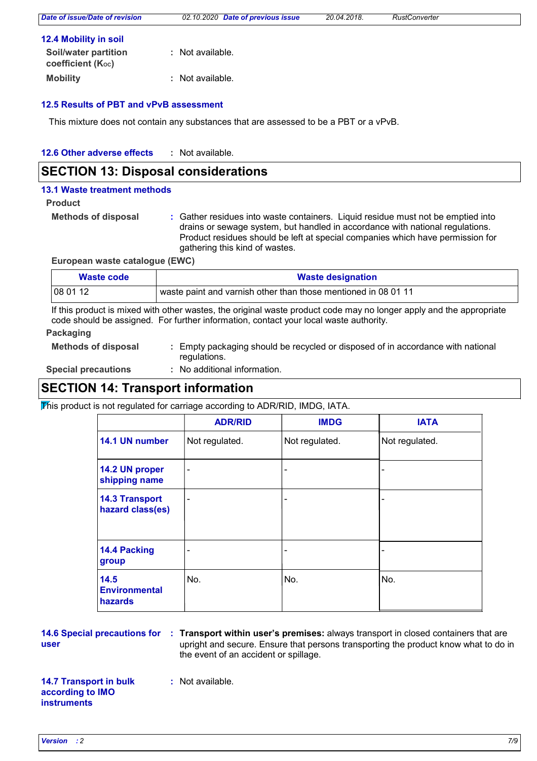### 12.4 Mobility in soil

**Soil/water partition coefficient ($K_{OC}$)** : Not available.

**Mobility** : Not available.

### 12.5 Results of PBT and vPvB assessment

This mixture does not contain any substances that are assessed to be a PBT or a vPvB.

### 12.6 Other adverse effects : Not available.

## SECTION 13: Disposal considerations

### 13.1 Waste treatment methods

**Product**

**Methods of disposal** : Gather residues into waste containers. Liquid residue must not be emptied into drains or sewage system, but handled in accordance with national regulations. Product residues should be left at special companies which have permission for gathering this kind of wastes.

**European waste catalogue (EWC)**

| Waste code | Waste designation |
|---|---|
| 08 01 12 | waste paint and varnish other than those mentioned in 08 01 11 |

If this product is mixed with other wastes, the original waste product code may no longer apply and the appropriate code should be assigned. For further information, contact your local waste authority.

**Packaging**

**Methods of disposal** : Empty packaging should be recycled or disposed of in accordance with national regulations.

**Special precautions** : No additional information.

## SECTION 14: Transport information

This product is not regulated for carriage according to ADR/RID, IMDG, IATA.

| | ADR/RID | IMDG | IATA |
|---|---|---|---|
| **14.1 UN number** | Not regulated. | Not regulated. | Not regulated. |
| **14.2 UN proper shipping name** | - | - | - |
| **14.3 Transport hazard class(es)** | - | - | - |
| **14.4 Packing group** | - | - | - |
| **14.5 Environmental hazards** | No. | No. | No. |

**14.6 Special precautions for user** : **Transport within user's premises:** always transport in closed containers that are upright and secure. Ensure that persons transporting the product know what to do in the event of an accident or spillage.

**14.7 Transport in bulk according to IMO instruments** : Not available.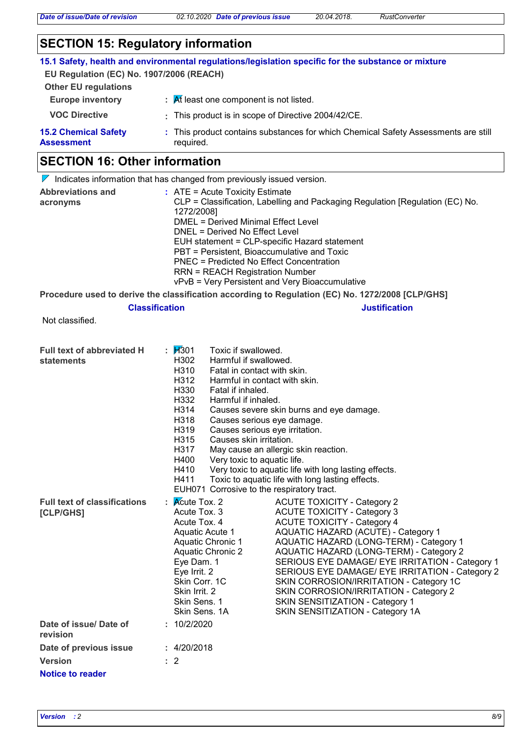## SECTION 15: Regulatory information

### 15.1 Safety, health and environmental regulations/legislation specific for the substance or mixture

**EU Regulation (EC) No. 1907/2006 (REACH)**

**Other EU regulations**

**Europe inventory** : At least one component is not listed.

**VOC Directive** : This product is in scope of Directive 2004/42/CE.

**15.2 Chemical Safety Assessment** : This product contains substances for which Chemical Safety Assessments are still required.

## SECTION 16: Other information

Indicates information that has changed from previously issued version.

**Abbreviations and acronyms** :
ATE = Acute Toxicity Estimate
CLP = Classification, Labelling and Packaging Regulation [Regulation (EC) No. 1272/2008]
DMEL = Derived Minimal Effect Level
DNEL = Derived No Effect Level
EUH statement = CLP-specific Hazard statement
PBT = Persistent, Bioaccumulative and Toxic
PNEC = Predicted No Effect Concentration
RRN = REACH Registration Number
vPvB = Very Persistent and Very Bioaccumulative

**Procedure used to derive the classification according to Regulation (EC) No. 1272/2008 [CLP/GHS]**

| Classification | Justification |
|---|---|
| Not classified. | |

**Full text of abbreviated H statements** :

| | |
|---|---|
| H301 | Toxic if swallowed. |
| H302 | Harmful if swallowed. |
| H310 | Fatal in contact with skin. |
| H312 | Harmful in contact with skin. |
| H330 | Fatal if inhaled. |
| H332 | Harmful if inhaled. |
| H314 | Causes severe skin burns and eye damage. |
| H318 | Causes serious eye damage. |
| H319 | Causes serious eye irritation. |
| H315 | Causes skin irritation. |
| H317 | May cause an allergic skin reaction. |
| H400 | Very toxic to aquatic life. |
| H410 | Very toxic to aquatic life with long lasting effects. |
| H411 | Toxic to aquatic life with long lasting effects. |
| EUH071 | Corrosive to the respiratory tract. |

**Full text of classifications [CLP/GHS]** :

| | |
|---|---|
| Acute Tox. 2 | ACUTE TOXICITY - Category 2 |
| Acute Tox. 3 | ACUTE TOXICITY - Category 3 |
| Acute Tox. 4 | ACUTE TOXICITY - Category 4 |
| Aquatic Acute 1 | AQUATIC HAZARD (ACUTE) - Category 1 |
| Aquatic Chronic 1 | AQUATIC HAZARD (LONG-TERM) - Category 1 |
| Aquatic Chronic 2 | AQUATIC HAZARD (LONG-TERM) - Category 2 |
| Eye Dam. 1 | SERIOUS EYE DAMAGE/ EYE IRRITATION - Category 1 |
| Eye Irrit. 2 | SERIOUS EYE DAMAGE/ EYE IRRITATION - Category 2 |
| Skin Corr. 1C | SKIN CORROSION/IRRITATION - Category 1C |
| Skin Irrit. 2 | SKIN CORROSION/IRRITATION - Category 2 |
| Skin Sens. 1 | SKIN SENSITIZATION - Category 1 |
| Skin Sens. 1A | SKIN SENSITIZATION - Category 1A |

**Date of issue/ Date of revision** : 10/2/2020

**Date of previous issue** : 4/20/2018

**Version** : 2

**Notice to reader**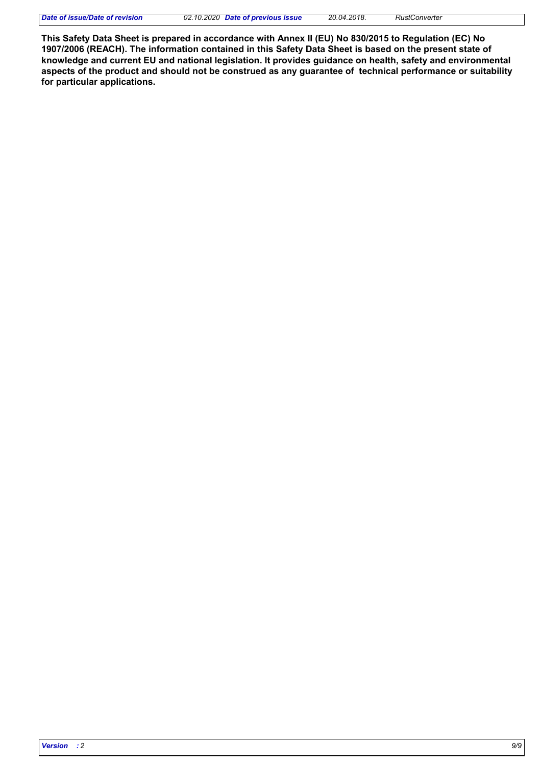**This Safety Data Sheet is prepared in accordance with Annex II (EU) No 830/2015 to Regulation (EC) No 1907/2006 (REACH). The information contained in this Safety Data Sheet is based on the present state of knowledge and current EU and national legislation. It provides guidance on health, safety and environmental aspects of the product and should not be construed as any guarantee of technical performance or suitability for particular applications.**